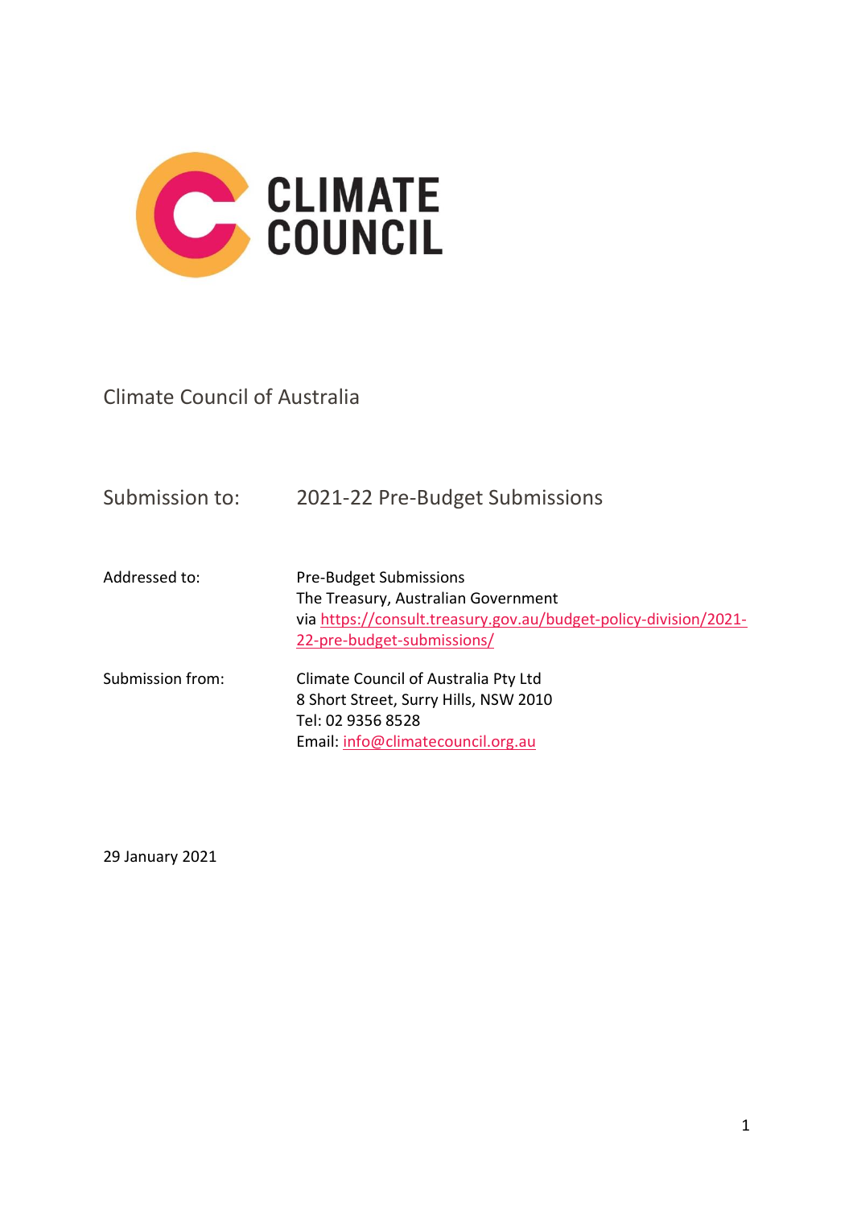CLIMATE COUNCIL

Climate Council of Australia

| | |
|---|---|
| Submission to: | 2021-22 Pre-Budget Submissions |
| Addressed to: | Pre-Budget Submissions<br>The Treasury, Australian Government<br>via https://consult.treasury.gov.au/budget-policy-division/2021-22-pre-budget-submissions/ |
| Submission from: | Climate Council of Australia Pty Ltd<br>8 Short Street, Surry Hills, NSW 2010<br>Tel: 02 9356 8528<br>Email: info@climatecouncil.org.au |

29 January 2021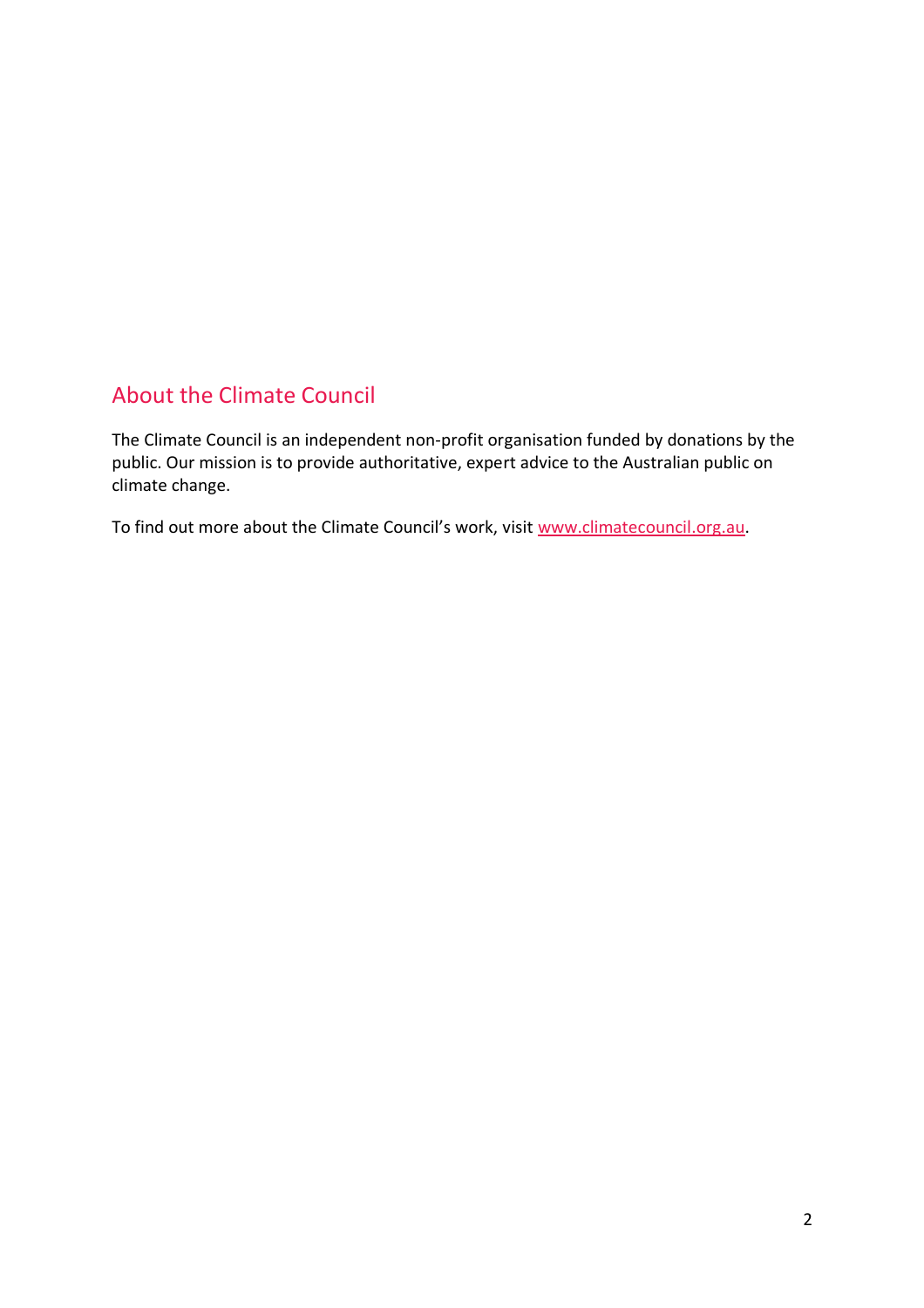## About the Climate Council

The Climate Council is an independent non-profit organisation funded by donations by the public. Our mission is to provide authoritative, expert advice to the Australian public on climate change.

To find out more about the Climate Council's work, visit www.climatecouncil.org.au.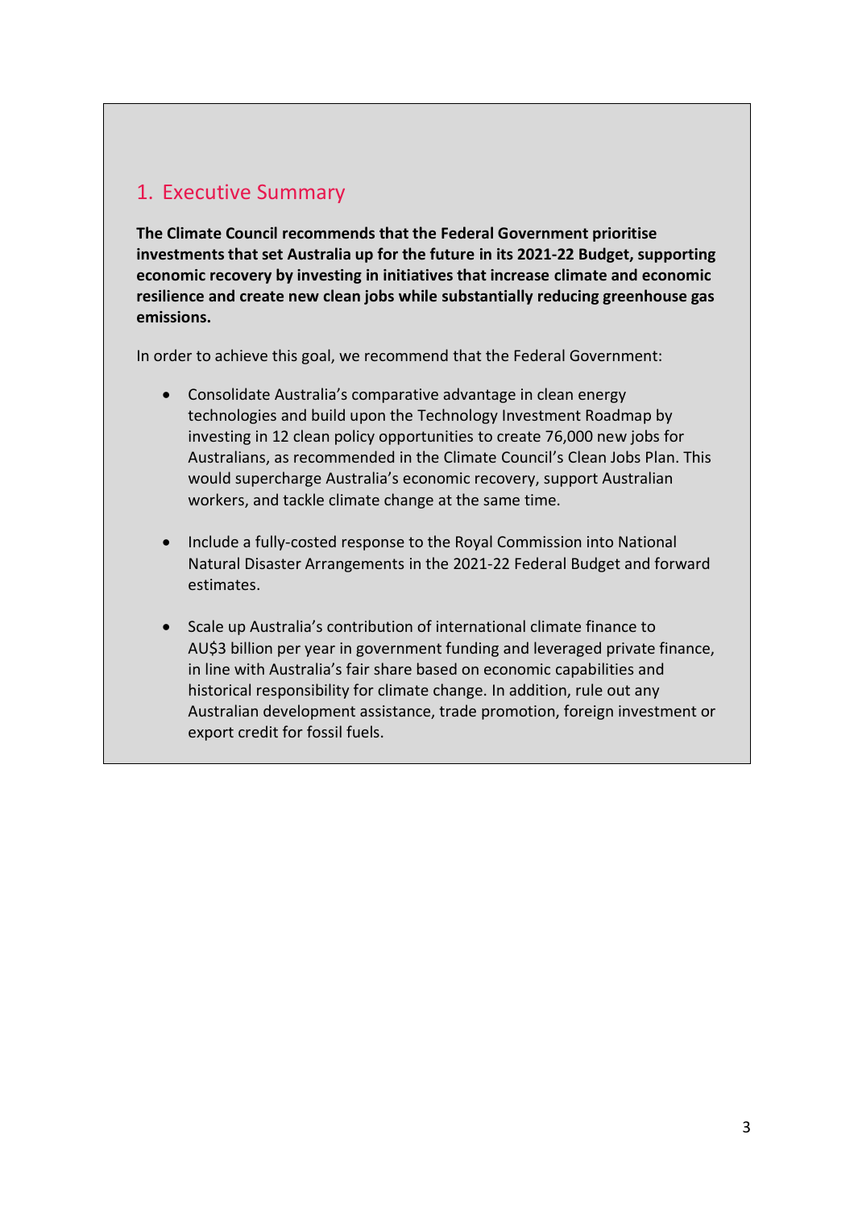## 1. Executive Summary

**The Climate Council recommends that the Federal Government prioritise investments that set Australia up for the future in its 2021-22 Budget, supporting economic recovery by investing in initiatives that increase climate and economic resilience and create new clean jobs while substantially reducing greenhouse gas emissions.**

In order to achieve this goal, we recommend that the Federal Government:

- Consolidate Australia's comparative advantage in clean energy technologies and build upon the Technology Investment Roadmap by investing in 12 clean policy opportunities to create 76,000 new jobs for Australians, as recommended in the Climate Council's Clean Jobs Plan. This would supercharge Australia's economic recovery, support Australian workers, and tackle climate change at the same time.

- Include a fully-costed response to the Royal Commission into National Natural Disaster Arrangements in the 2021-22 Federal Budget and forward estimates.

- Scale up Australia's contribution of international climate finance to AU$3 billion per year in government funding and leveraged private finance, in line with Australia's fair share based on economic capabilities and historical responsibility for climate change. In addition, rule out any Australian development assistance, trade promotion, foreign investment or export credit for fossil fuels.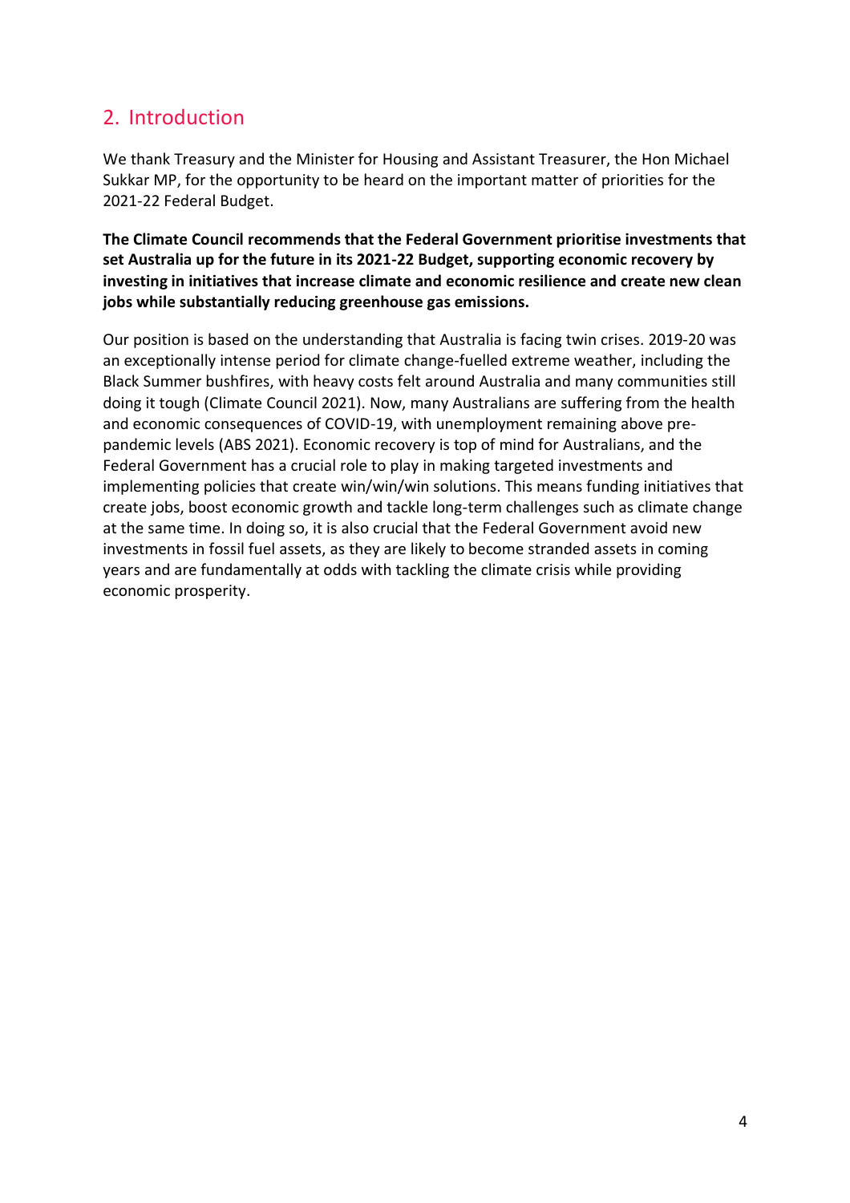## 2. Introduction

We thank Treasury and the Minister for Housing and Assistant Treasurer, the Hon Michael Sukkar MP, for the opportunity to be heard on the important matter of priorities for the 2021-22 Federal Budget.

**The Climate Council recommends that the Federal Government prioritise investments that set Australia up for the future in its 2021-22 Budget, supporting economic recovery by investing in initiatives that increase climate and economic resilience and create new clean jobs while substantially reducing greenhouse gas emissions.**

Our position is based on the understanding that Australia is facing twin crises. 2019-20 was an exceptionally intense period for climate change-fuelled extreme weather, including the Black Summer bushfires, with heavy costs felt around Australia and many communities still doing it tough (Climate Council 2021). Now, many Australians are suffering from the health and economic consequences of COVID-19, with unemployment remaining above pre-pandemic levels (ABS 2021). Economic recovery is top of mind for Australians, and the Federal Government has a crucial role to play in making targeted investments and implementing policies that create win/win/win solutions. This means funding initiatives that create jobs, boost economic growth and tackle long-term challenges such as climate change at the same time. In doing so, it is also crucial that the Federal Government avoid new investments in fossil fuel assets, as they are likely to become stranded assets in coming years and are fundamentally at odds with tackling the climate crisis while providing economic prosperity.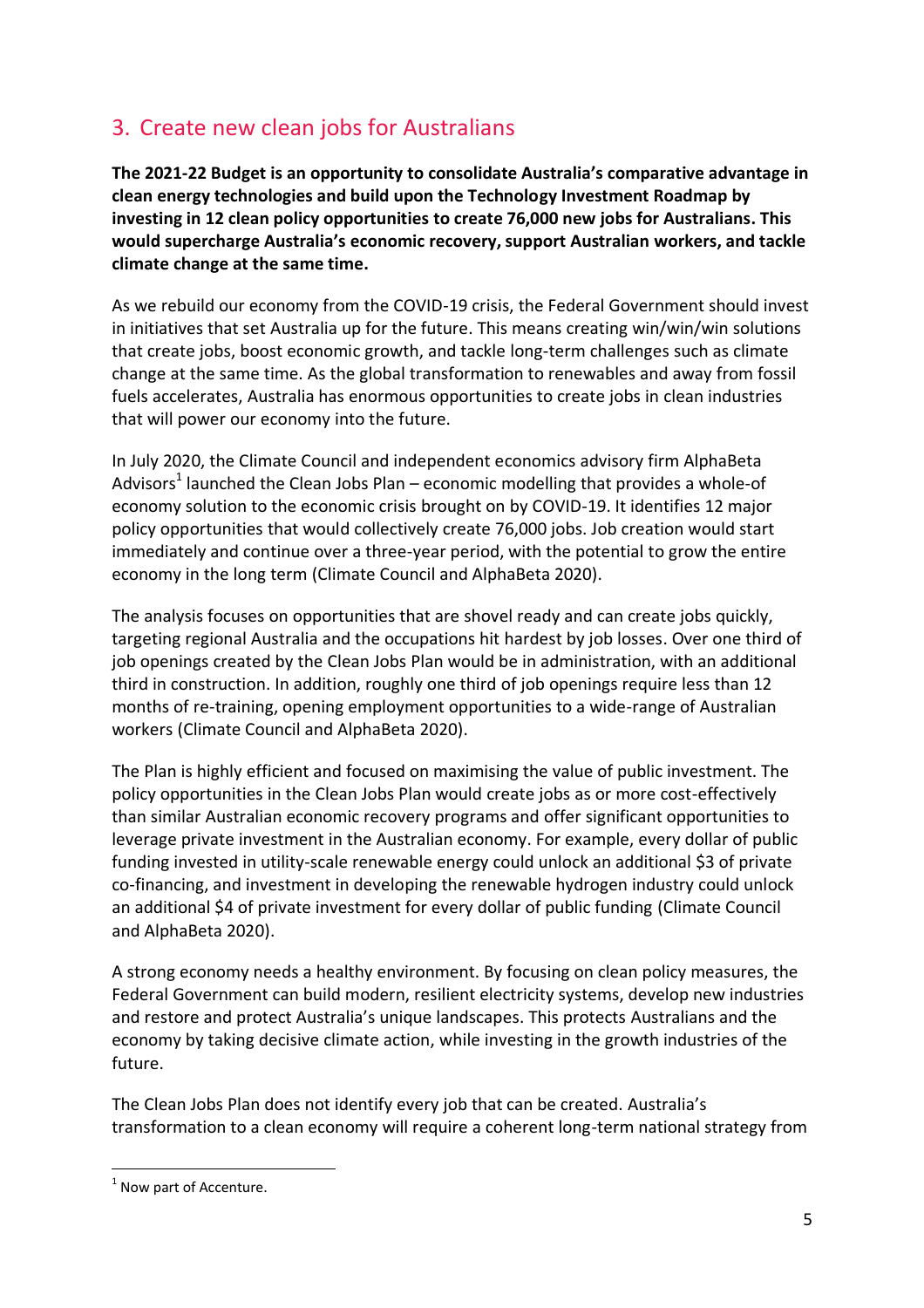## 3. Create new clean jobs for Australians

**The 2021-22 Budget is an opportunity to consolidate Australia's comparative advantage in clean energy technologies and build upon the Technology Investment Roadmap by investing in 12 clean policy opportunities to create 76,000 new jobs for Australians. This would supercharge Australia's economic recovery, support Australian workers, and tackle climate change at the same time.**

As we rebuild our economy from the COVID-19 crisis, the Federal Government should invest in initiatives that set Australia up for the future. This means creating win/win/win solutions that create jobs, boost economic growth, and tackle long-term challenges such as climate change at the same time. As the global transformation to renewables and away from fossil fuels accelerates, Australia has enormous opportunities to create jobs in clean industries that will power our economy into the future.

In July 2020, the Climate Council and independent economics advisory firm AlphaBeta Advisors[1] launched the Clean Jobs Plan – economic modelling that provides a whole-of economy solution to the economic crisis brought on by COVID-19. It identifies 12 major policy opportunities that would collectively create 76,000 jobs. Job creation would start immediately and continue over a three-year period, with the potential to grow the entire economy in the long term (Climate Council and AlphaBeta 2020).

The analysis focuses on opportunities that are shovel ready and can create jobs quickly, targeting regional Australia and the occupations hit hardest by job losses. Over one third of job openings created by the Clean Jobs Plan would be in administration, with an additional third in construction. In addition, roughly one third of job openings require less than 12 months of re-training, opening employment opportunities to a wide-range of Australian workers (Climate Council and AlphaBeta 2020).

The Plan is highly efficient and focused on maximising the value of public investment. The policy opportunities in the Clean Jobs Plan would create jobs as or more cost-effectively than similar Australian economic recovery programs and offer significant opportunities to leverage private investment in the Australian economy. For example, every dollar of public funding invested in utility-scale renewable energy could unlock an additional $3 of private co-financing, and investment in developing the renewable hydrogen industry could unlock an additional $4 of private investment for every dollar of public funding (Climate Council and AlphaBeta 2020).

A strong economy needs a healthy environment. By focusing on clean policy measures, the Federal Government can build modern, resilient electricity systems, develop new industries and restore and protect Australia's unique landscapes. This protects Australians and the economy by taking decisive climate action, while investing in the growth industries of the future.

The Clean Jobs Plan does not identify every job that can be created. Australia's transformation to a clean economy will require a coherent long-term national strategy from

[1] Now part of Accenture.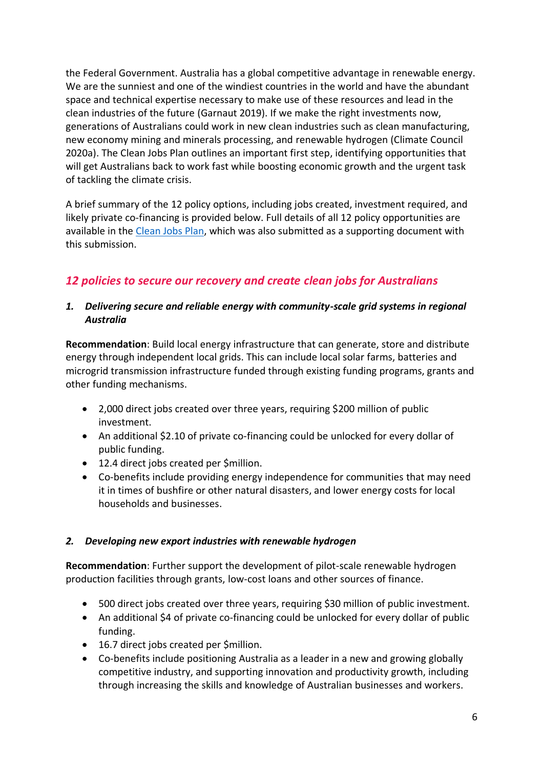the Federal Government. Australia has a global competitive advantage in renewable energy. We are the sunniest and one of the windiest countries in the world and have the abundant space and technical expertise necessary to make use of these resources and lead in the clean industries of the future (Garnaut 2019). If we make the right investments now, generations of Australians could work in new clean industries such as clean manufacturing, new economy mining and minerals processing, and renewable hydrogen (Climate Council 2020a). The Clean Jobs Plan outlines an important first step, identifying opportunities that will get Australians back to work fast while boosting economic growth and the urgent task of tackling the climate crisis.

A brief summary of the 12 policy options, including jobs created, investment required, and likely private co-financing is provided below. Full details of all 12 policy opportunities are available in the Clean Jobs Plan, which was also submitted as a supporting document with this submission.

## *12 policies to secure our recovery and create clean jobs for Australians*

### *1. Delivering secure and reliable energy with community-scale grid systems in regional Australia*

**Recommendation**: Build local energy infrastructure that can generate, store and distribute energy through independent local grids. This can include local solar farms, batteries and microgrid transmission infrastructure funded through existing funding programs, grants and other funding mechanisms.

- 2,000 direct jobs created over three years, requiring $200 million of public investment.
- An additional $2.10 of private co-financing could be unlocked for every dollar of public funding.
- 12.4 direct jobs created per $million.
- Co-benefits include providing energy independence for communities that may need it in times of bushfire or other natural disasters, and lower energy costs for local households and businesses.

### *2. Developing new export industries with renewable hydrogen*

**Recommendation**: Further support the development of pilot-scale renewable hydrogen production facilities through grants, low-cost loans and other sources of finance.

- 500 direct jobs created over three years, requiring $30 million of public investment.
- An additional $4 of private co-financing could be unlocked for every dollar of public funding.
- 16.7 direct jobs created per $million.
- Co-benefits include positioning Australia as a leader in a new and growing globally competitive industry, and supporting innovation and productivity growth, including through increasing the skills and knowledge of Australian businesses and workers.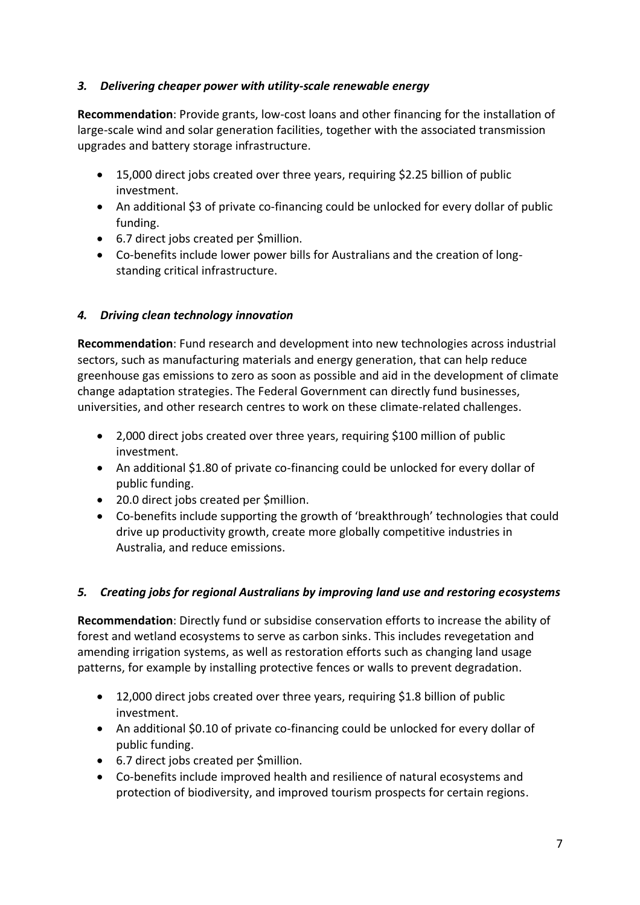### *3. Delivering cheaper power with utility-scale renewable energy*

**Recommendation**: Provide grants, low-cost loans and other financing for the installation of large-scale wind and solar generation facilities, together with the associated transmission upgrades and battery storage infrastructure.

- 15,000 direct jobs created over three years, requiring $2.25 billion of public investment.
- An additional $3 of private co-financing could be unlocked for every dollar of public funding.
- 6.7 direct jobs created per $million.
- Co-benefits include lower power bills for Australians and the creation of long-standing critical infrastructure.

### *4. Driving clean technology innovation*

**Recommendation**: Fund research and development into new technologies across industrial sectors, such as manufacturing materials and energy generation, that can help reduce greenhouse gas emissions to zero as soon as possible and aid in the development of climate change adaptation strategies. The Federal Government can directly fund businesses, universities, and other research centres to work on these climate-related challenges.

- 2,000 direct jobs created over three years, requiring $100 million of public investment.
- An additional $1.80 of private co-financing could be unlocked for every dollar of public funding.
- 20.0 direct jobs created per $million.
- Co-benefits include supporting the growth of 'breakthrough' technologies that could drive up productivity growth, create more globally competitive industries in Australia, and reduce emissions.

### *5. Creating jobs for regional Australians by improving land use and restoring ecosystems*

**Recommendation**: Directly fund or subsidise conservation efforts to increase the ability of forest and wetland ecosystems to serve as carbon sinks. This includes revegetation and amending irrigation systems, as well as restoration efforts such as changing land usage patterns, for example by installing protective fences or walls to prevent degradation.

- 12,000 direct jobs created over three years, requiring $1.8 billion of public investment.
- An additional $0.10 of private co-financing could be unlocked for every dollar of public funding.
- 6.7 direct jobs created per $million.
- Co-benefits include improved health and resilience of natural ecosystems and protection of biodiversity, and improved tourism prospects for certain regions.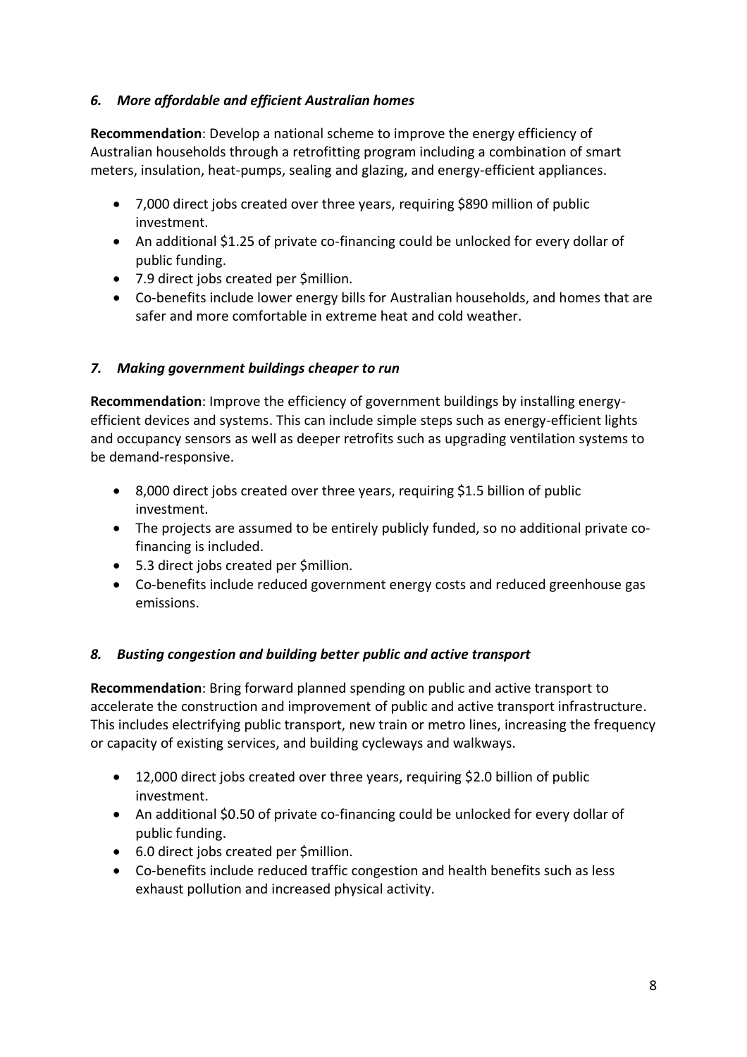### *6. More affordable and efficient Australian homes*

**Recommendation**: Develop a national scheme to improve the energy efficiency of Australian households through a retrofitting program including a combination of smart meters, insulation, heat-pumps, sealing and glazing, and energy-efficient appliances.

- 7,000 direct jobs created over three years, requiring $890 million of public investment.
- An additional $1.25 of private co-financing could be unlocked for every dollar of public funding.
- 7.9 direct jobs created per $million.
- Co-benefits include lower energy bills for Australian households, and homes that are safer and more comfortable in extreme heat and cold weather.

### *7. Making government buildings cheaper to run*

**Recommendation**: Improve the efficiency of government buildings by installing energy-efficient devices and systems. This can include simple steps such as energy-efficient lights and occupancy sensors as well as deeper retrofits such as upgrading ventilation systems to be demand-responsive.

- 8,000 direct jobs created over three years, requiring $1.5 billion of public investment.
- The projects are assumed to be entirely publicly funded, so no additional private co-financing is included.
- 5.3 direct jobs created per $million.
- Co-benefits include reduced government energy costs and reduced greenhouse gas emissions.

### *8. Busting congestion and building better public and active transport*

**Recommendation**: Bring forward planned spending on public and active transport to accelerate the construction and improvement of public and active transport infrastructure. This includes electrifying public transport, new train or metro lines, increasing the frequency or capacity of existing services, and building cycleways and walkways.

- 12,000 direct jobs created over three years, requiring $2.0 billion of public investment.
- An additional $0.50 of private co-financing could be unlocked for every dollar of public funding.
- 6.0 direct jobs created per $million.
- Co-benefits include reduced traffic congestion and health benefits such as less exhaust pollution and increased physical activity.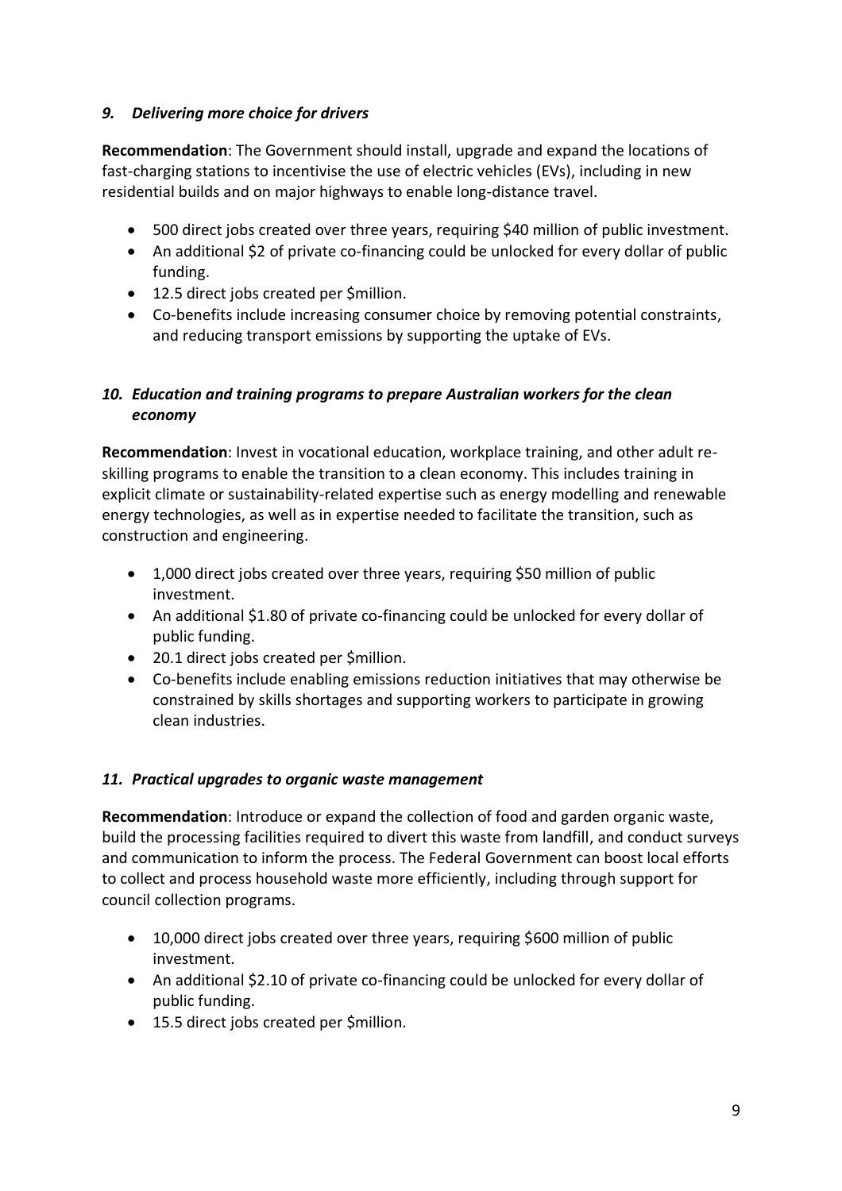### *9. Delivering more choice for drivers*

**Recommendation**: The Government should install, upgrade and expand the locations of fast-charging stations to incentivise the use of electric vehicles (EVs), including in new residential builds and on major highways to enable long-distance travel.

- 500 direct jobs created over three years, requiring $40 million of public investment.
- An additional $2 of private co-financing could be unlocked for every dollar of public funding.
- 12.5 direct jobs created per $million.
- Co-benefits include increasing consumer choice by removing potential constraints, and reducing transport emissions by supporting the uptake of EVs.

### *10. Education and training programs to prepare Australian workers for the clean economy*

**Recommendation**: Invest in vocational education, workplace training, and other adult re-skilling programs to enable the transition to a clean economy. This includes training in explicit climate or sustainability-related expertise such as energy modelling and renewable energy technologies, as well as in expertise needed to facilitate the transition, such as construction and engineering.

- 1,000 direct jobs created over three years, requiring $50 million of public investment.
- An additional $1.80 of private co-financing could be unlocked for every dollar of public funding.
- 20.1 direct jobs created per $million.
- Co-benefits include enabling emissions reduction initiatives that may otherwise be constrained by skills shortages and supporting workers to participate in growing clean industries.

### *11. Practical upgrades to organic waste management*

**Recommendation**: Introduce or expand the collection of food and garden organic waste, build the processing facilities required to divert this waste from landfill, and conduct surveys and communication to inform the process. The Federal Government can boost local efforts to collect and process household waste more efficiently, including through support for council collection programs.

- 10,000 direct jobs created over three years, requiring $600 million of public investment.
- An additional $2.10 of private co-financing could be unlocked for every dollar of public funding.
- 15.5 direct jobs created per $million.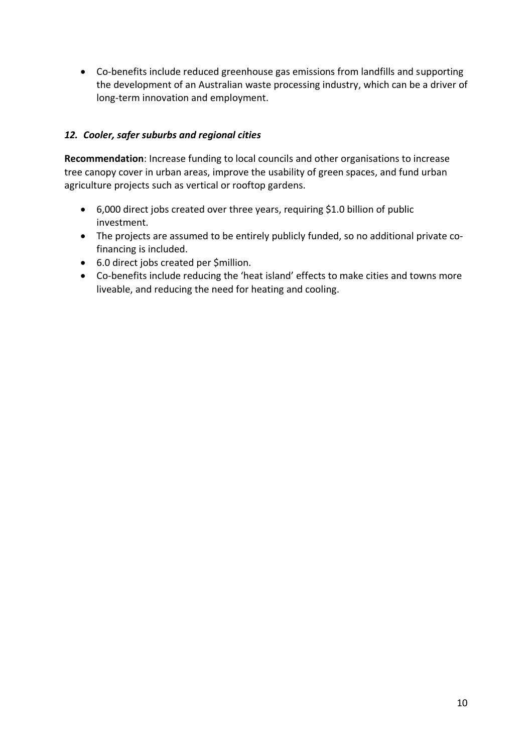- Co-benefits include reduced greenhouse gas emissions from landfills and supporting the development of an Australian waste processing industry, which can be a driver of long-term innovation and employment.

### *12. Cooler, safer suburbs and regional cities*

**Recommendation**: Increase funding to local councils and other organisations to increase tree canopy cover in urban areas, improve the usability of green spaces, and fund urban agriculture projects such as vertical or rooftop gardens.

- 6,000 direct jobs created over three years, requiring $1.0 billion of public investment.
- The projects are assumed to be entirely publicly funded, so no additional private co-financing is included.
- 6.0 direct jobs created per $million.
- Co-benefits include reducing the 'heat island' effects to make cities and towns more liveable, and reducing the need for heating and cooling.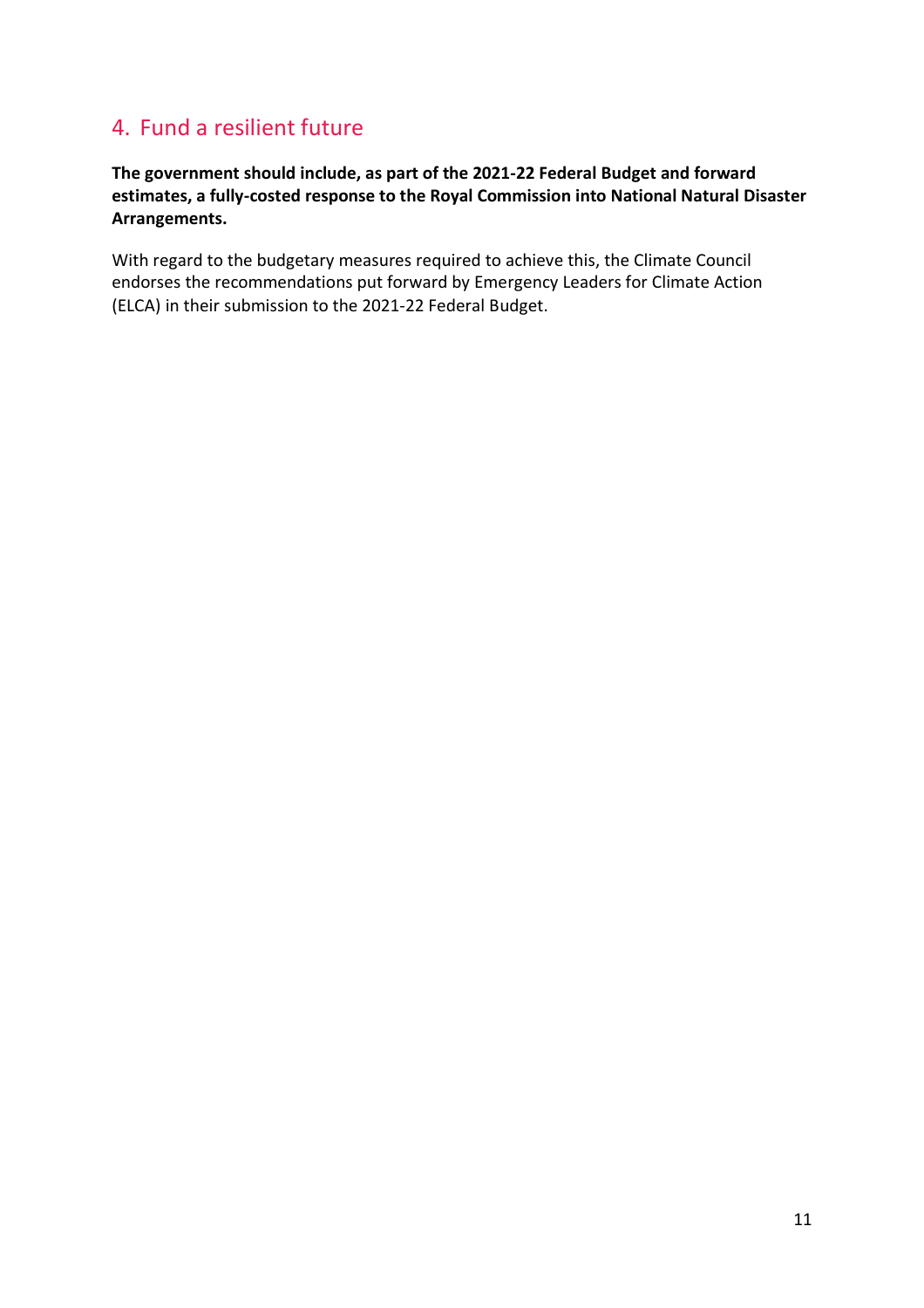## 4. Fund a resilient future

**The government should include, as part of the 2021-22 Federal Budget and forward estimates, a fully-costed response to the Royal Commission into National Natural Disaster Arrangements.**

With regard to the budgetary measures required to achieve this, the Climate Council endorses the recommendations put forward by Emergency Leaders for Climate Action (ELCA) in their submission to the 2021-22 Federal Budget.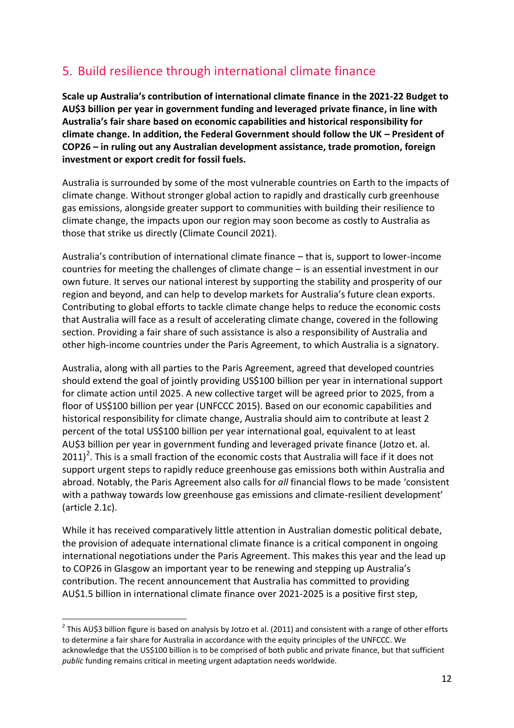## 5. Build resilience through international climate finance

**Scale up Australia's contribution of international climate finance in the 2021-22 Budget to AU$3 billion per year in government funding and leveraged private finance, in line with Australia's fair share based on economic capabilities and historical responsibility for climate change. In addition, the Federal Government should follow the UK – President of COP26 – in ruling out any Australian development assistance, trade promotion, foreign investment or export credit for fossil fuels.**

Australia is surrounded by some of the most vulnerable countries on Earth to the impacts of climate change. Without stronger global action to rapidly and drastically curb greenhouse gas emissions, alongside greater support to communities with building their resilience to climate change, the impacts upon our region may soon become as costly to Australia as those that strike us directly (Climate Council 2021).

Australia's contribution of international climate finance – that is, support to lower-income countries for meeting the challenges of climate change – is an essential investment in our own future. It serves our national interest by supporting the stability and prosperity of our region and beyond, and can help to develop markets for Australia's future clean exports. Contributing to global efforts to tackle climate change helps to reduce the economic costs that Australia will face as a result of accelerating climate change, covered in the following section. Providing a fair share of such assistance is also a responsibility of Australia and other high-income countries under the Paris Agreement, to which Australia is a signatory.

Australia, along with all parties to the Paris Agreement, agreed that developed countries should extend the goal of jointly providing US$100 billion per year in international support for climate action until 2025. A new collective target will be agreed prior to 2025, from a floor of US$100 billion per year (UNFCCC 2015). Based on our economic capabilities and historical responsibility for climate change, Australia should aim to contribute at least 2 percent of the total US$100 billion per year international goal, equivalent to at least AU$3 billion per year in government funding and leveraged private finance (Jotzo et. al. 2011)[2]. This is a small fraction of the economic costs that Australia will face if it does not support urgent steps to rapidly reduce greenhouse gas emissions both within Australia and abroad. Notably, the Paris Agreement also calls for *all* financial flows to be made 'consistent with a pathway towards low greenhouse gas emissions and climate-resilient development' (article 2.1c).

While it has received comparatively little attention in Australian domestic political debate, the provision of adequate international climate finance is a critical component in ongoing international negotiations under the Paris Agreement. This makes this year and the lead up to COP26 in Glasgow an important year to be renewing and stepping up Australia's contribution. The recent announcement that Australia has committed to providing AU$1.5 billion in international climate finance over 2021-2025 is a positive first step,

[2] This AU$3 billion figure is based on analysis by Jotzo et al. (2011) and consistent with a range of other efforts to determine a fair share for Australia in accordance with the equity principles of the UNFCCC. We acknowledge that the US$100 billion is to be comprised of both public and private finance, but that sufficient *public* funding remains critical in meeting urgent adaptation needs worldwide.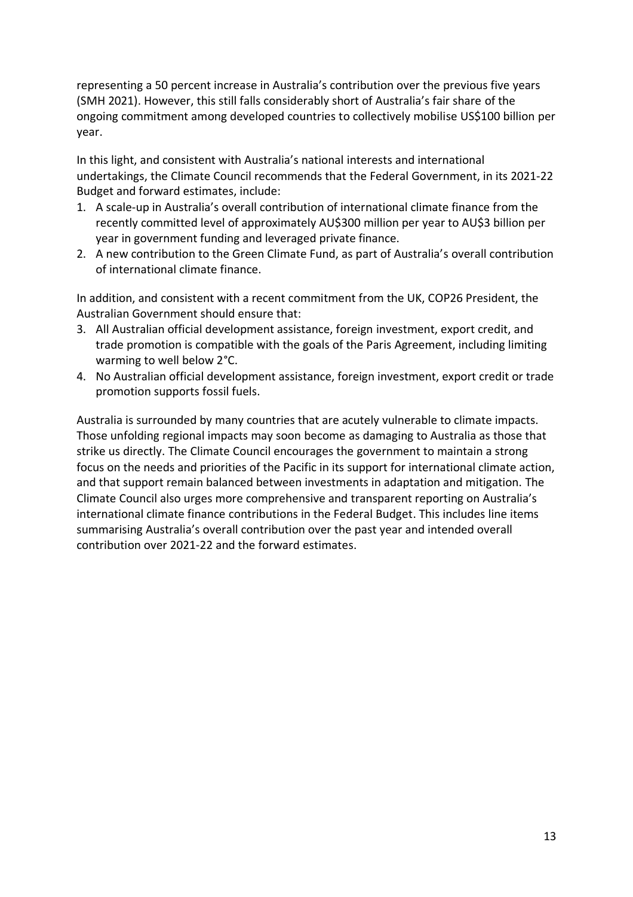representing a 50 percent increase in Australia's contribution over the previous five years (SMH 2021). However, this still falls considerably short of Australia's fair share of the ongoing commitment among developed countries to collectively mobilise US$100 billion per year.

In this light, and consistent with Australia's national interests and international undertakings, the Climate Council recommends that the Federal Government, in its 2021-22 Budget and forward estimates, include:

1. A scale-up in Australia's overall contribution of international climate finance from the recently committed level of approximately AU$300 million per year to AU$3 billion per year in government funding and leveraged private finance.
2. A new contribution to the Green Climate Fund, as part of Australia's overall contribution of international climate finance.

In addition, and consistent with a recent commitment from the UK, COP26 President, the Australian Government should ensure that:

3. All Australian official development assistance, foreign investment, export credit, and trade promotion is compatible with the goals of the Paris Agreement, including limiting warming to well below 2°C.
4. No Australian official development assistance, foreign investment, export credit or trade promotion supports fossil fuels.

Australia is surrounded by many countries that are acutely vulnerable to climate impacts. Those unfolding regional impacts may soon become as damaging to Australia as those that strike us directly. The Climate Council encourages the government to maintain a strong focus on the needs and priorities of the Pacific in its support for international climate action, and that support remain balanced between investments in adaptation and mitigation. The Climate Council also urges more comprehensive and transparent reporting on Australia's international climate finance contributions in the Federal Budget. This includes line items summarising Australia's overall contribution over the past year and intended overall contribution over 2021-22 and the forward estimates.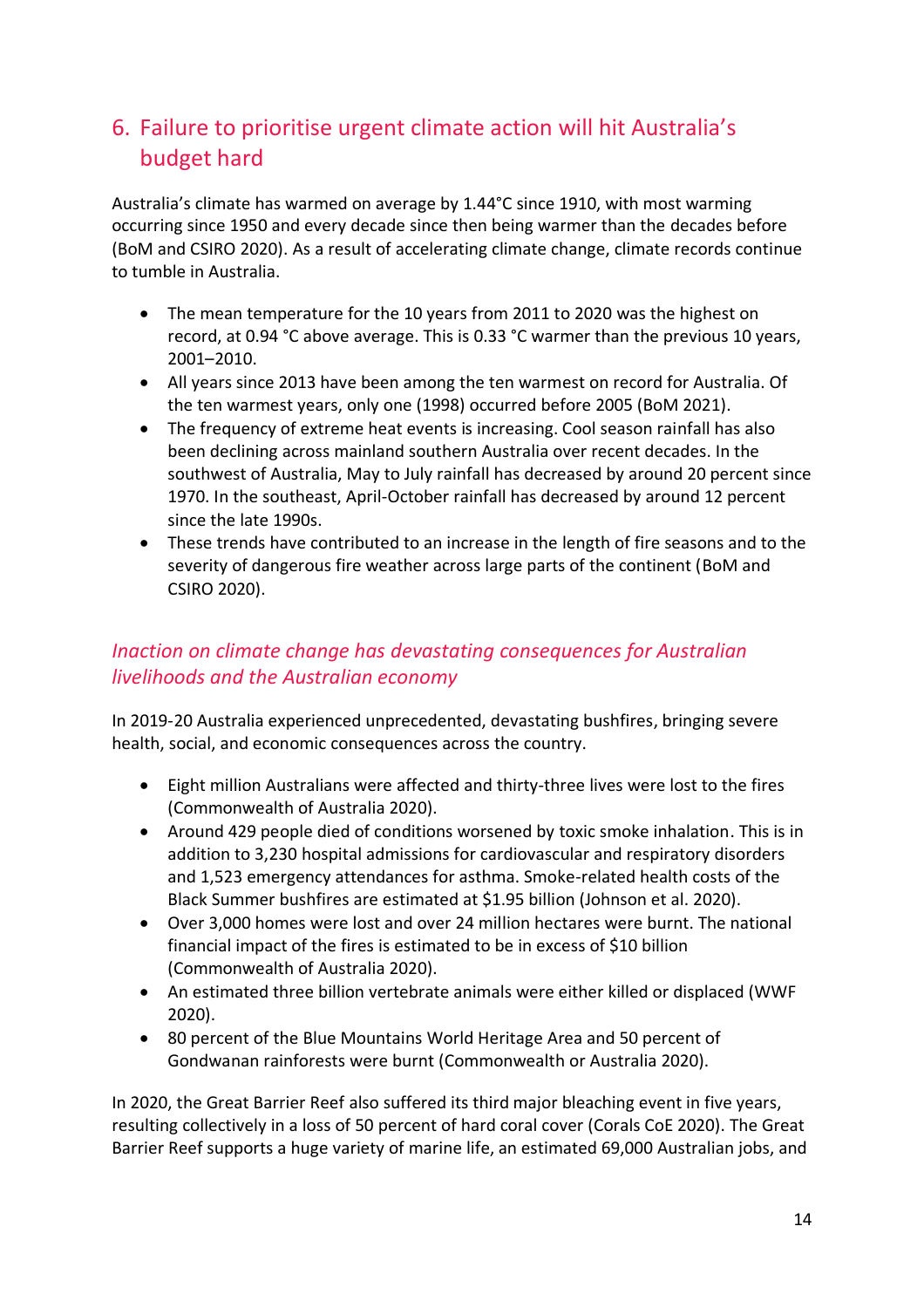## 6. Failure to prioritise urgent climate action will hit Australia's budget hard

Australia's climate has warmed on average by 1.44°C since 1910, with most warming occurring since 1950 and every decade since then being warmer than the decades before (BoM and CSIRO 2020). As a result of accelerating climate change, climate records continue to tumble in Australia.

- The mean temperature for the 10 years from 2011 to 2020 was the highest on record, at 0.94 °C above average. This is 0.33 °C warmer than the previous 10 years, 2001–2010.
- All years since 2013 have been among the ten warmest on record for Australia. Of the ten warmest years, only one (1998) occurred before 2005 (BoM 2021).
- The frequency of extreme heat events is increasing. Cool season rainfall has also been declining across mainland southern Australia over recent decades. In the southwest of Australia, May to July rainfall has decreased by around 20 percent since 1970. In the southeast, April-October rainfall has decreased by around 12 percent since the late 1990s.
- These trends have contributed to an increase in the length of fire seasons and to the severity of dangerous fire weather across large parts of the continent (BoM and CSIRO 2020).

### *Inaction on climate change has devastating consequences for Australian livelihoods and the Australian economy*

In 2019-20 Australia experienced unprecedented, devastating bushfires, bringing severe health, social, and economic consequences across the country.

- Eight million Australians were affected and thirty-three lives were lost to the fires (Commonwealth of Australia 2020).
- Around 429 people died of conditions worsened by toxic smoke inhalation. This is in addition to 3,230 hospital admissions for cardiovascular and respiratory disorders and 1,523 emergency attendances for asthma. Smoke-related health costs of the Black Summer bushfires are estimated at $1.95 billion (Johnson et al. 2020).
- Over 3,000 homes were lost and over 24 million hectares were burnt. The national financial impact of the fires is estimated to be in excess of $10 billion (Commonwealth of Australia 2020).
- An estimated three billion vertebrate animals were either killed or displaced (WWF 2020).
- 80 percent of the Blue Mountains World Heritage Area and 50 percent of Gondwanan rainforests were burnt (Commonwealth or Australia 2020).

In 2020, the Great Barrier Reef also suffered its third major bleaching event in five years, resulting collectively in a loss of 50 percent of hard coral cover (Corals CoE 2020). The Great Barrier Reef supports a huge variety of marine life, an estimated 69,000 Australian jobs, and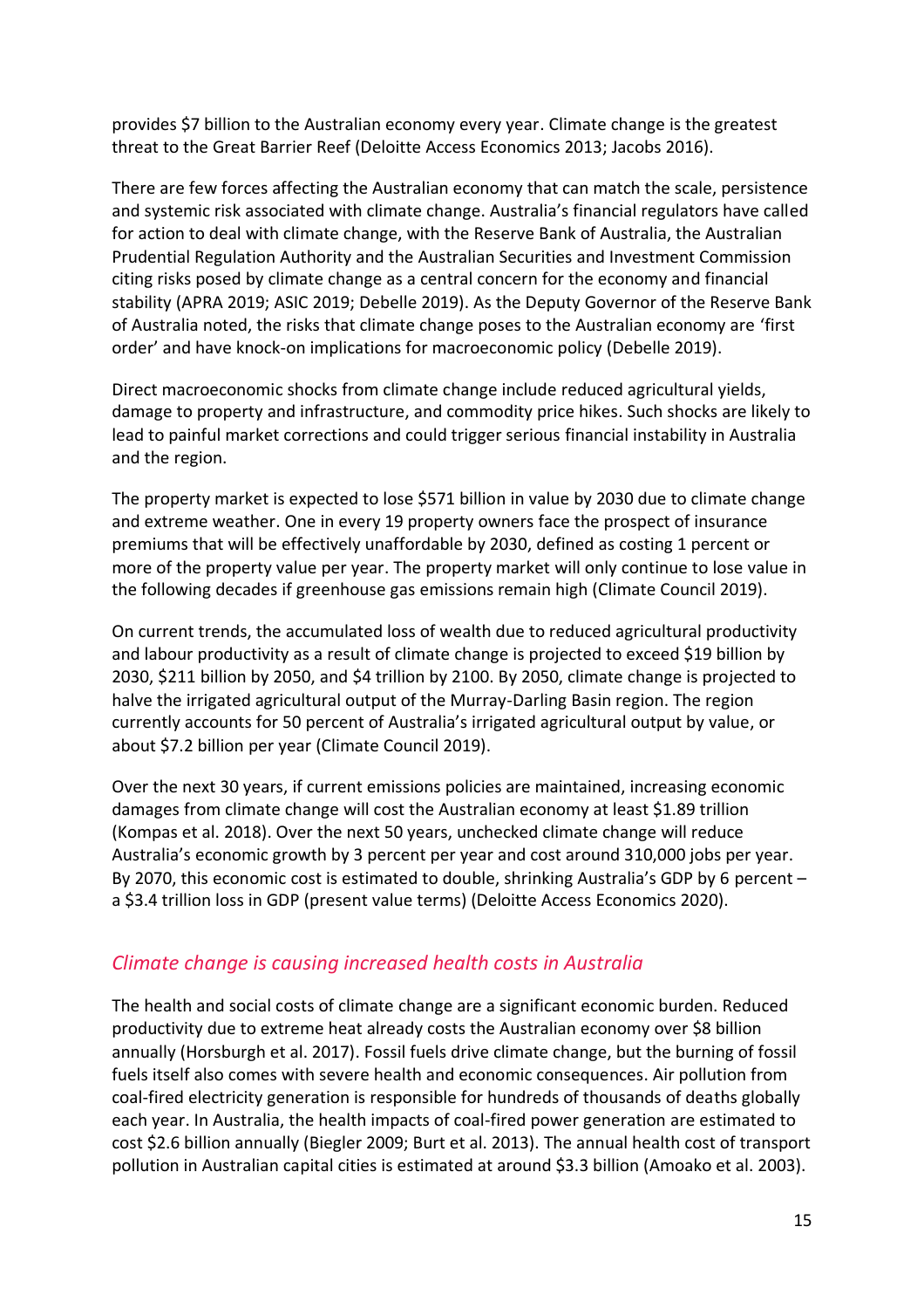provides $7 billion to the Australian economy every year. Climate change is the greatest threat to the Great Barrier Reef (Deloitte Access Economics 2013; Jacobs 2016).

There are few forces affecting the Australian economy that can match the scale, persistence and systemic risk associated with climate change. Australia's financial regulators have called for action to deal with climate change, with the Reserve Bank of Australia, the Australian Prudential Regulation Authority and the Australian Securities and Investment Commission citing risks posed by climate change as a central concern for the economy and financial stability (APRA 2019; ASIC 2019; Debelle 2019). As the Deputy Governor of the Reserve Bank of Australia noted, the risks that climate change poses to the Australian economy are 'first order' and have knock-on implications for macroeconomic policy (Debelle 2019).

Direct macroeconomic shocks from climate change include reduced agricultural yields, damage to property and infrastructure, and commodity price hikes. Such shocks are likely to lead to painful market corrections and could trigger serious financial instability in Australia and the region.

The property market is expected to lose $571 billion in value by 2030 due to climate change and extreme weather. One in every 19 property owners face the prospect of insurance premiums that will be effectively unaffordable by 2030, defined as costing 1 percent or more of the property value per year. The property market will only continue to lose value in the following decades if greenhouse gas emissions remain high (Climate Council 2019).

On current trends, the accumulated loss of wealth due to reduced agricultural productivity and labour productivity as a result of climate change is projected to exceed $19 billion by 2030, $211 billion by 2050, and $4 trillion by 2100. By 2050, climate change is projected to halve the irrigated agricultural output of the Murray-Darling Basin region. The region currently accounts for 50 percent of Australia's irrigated agricultural output by value, or about $7.2 billion per year (Climate Council 2019).

Over the next 30 years, if current emissions policies are maintained, increasing economic damages from climate change will cost the Australian economy at least $1.89 trillion (Kompas et al. 2018). Over the next 50 years, unchecked climate change will reduce Australia's economic growth by 3 percent per year and cost around 310,000 jobs per year. By 2070, this economic cost is estimated to double, shrinking Australia's GDP by 6 percent – a $3.4 trillion loss in GDP (present value terms) (Deloitte Access Economics 2020).

### *Climate change is causing increased health costs in Australia*

The health and social costs of climate change are a significant economic burden. Reduced productivity due to extreme heat already costs the Australian economy over $8 billion annually (Horsburgh et al. 2017). Fossil fuels drive climate change, but the burning of fossil fuels itself also comes with severe health and economic consequences. Air pollution from coal-fired electricity generation is responsible for hundreds of thousands of deaths globally each year. In Australia, the health impacts of coal-fired power generation are estimated to cost $2.6 billion annually (Biegler 2009; Burt et al. 2013). The annual health cost of transport pollution in Australian capital cities is estimated at around $3.3 billion (Amoako et al. 2003).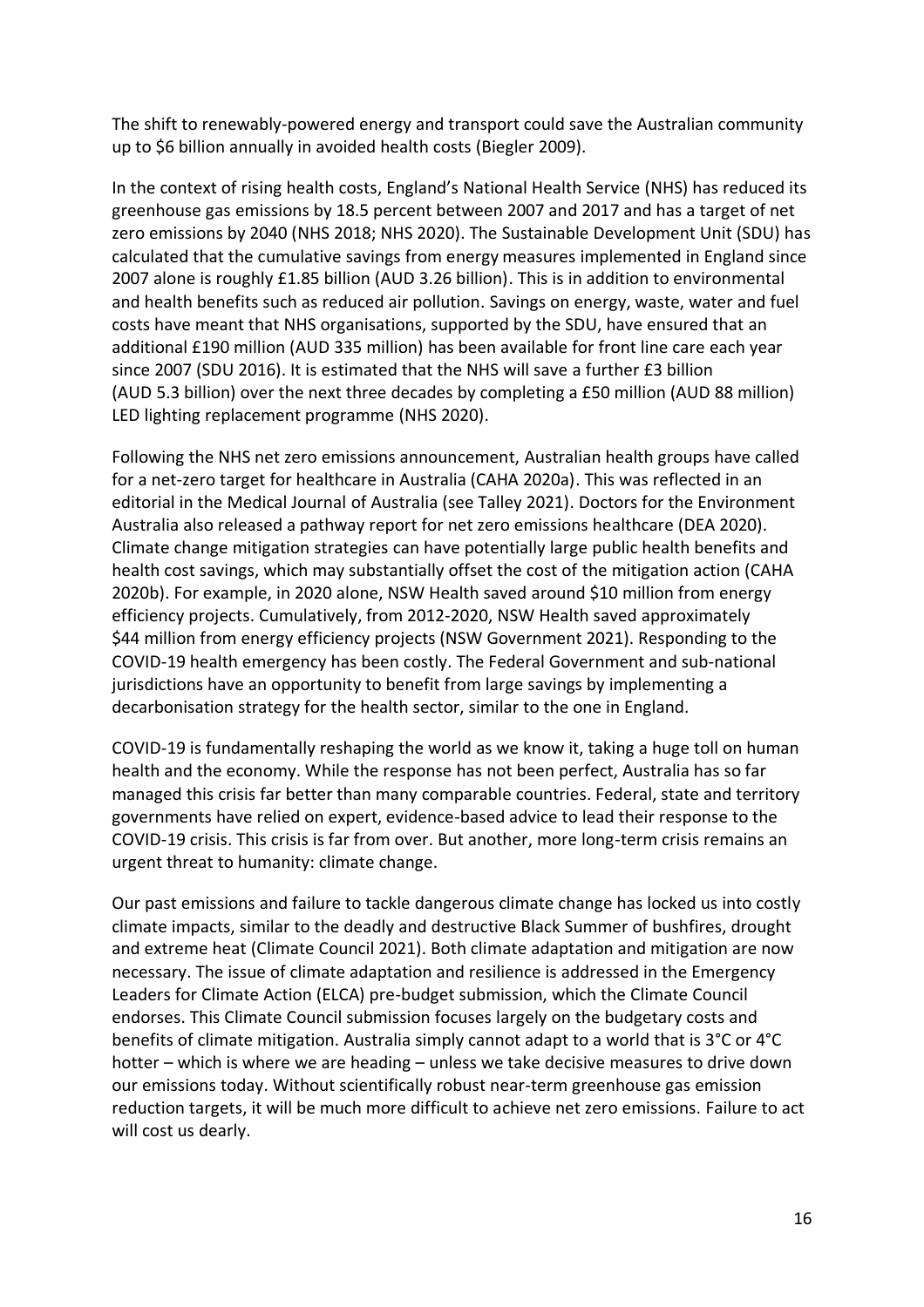The shift to renewably-powered energy and transport could save the Australian community up to $6 billion annually in avoided health costs (Biegler 2009).

In the context of rising health costs, England's National Health Service (NHS) has reduced its greenhouse gas emissions by 18.5 percent between 2007 and 2017 and has a target of net zero emissions by 2040 (NHS 2018; NHS 2020). The Sustainable Development Unit (SDU) has calculated that the cumulative savings from energy measures implemented in England since 2007 alone is roughly £1.85 billion (AUD 3.26 billion). This is in addition to environmental and health benefits such as reduced air pollution. Savings on energy, waste, water and fuel costs have meant that NHS organisations, supported by the SDU, have ensured that an additional £190 million (AUD 335 million) has been available for front line care each year since 2007 (SDU 2016). It is estimated that the NHS will save a further £3 billion (AUD 5.3 billion) over the next three decades by completing a £50 million (AUD 88 million) LED lighting replacement programme (NHS 2020).

Following the NHS net zero emissions announcement, Australian health groups have called for a net-zero target for healthcare in Australia (CAHA 2020a). This was reflected in an editorial in the Medical Journal of Australia (see Talley 2021). Doctors for the Environment Australia also released a pathway report for net zero emissions healthcare (DEA 2020). Climate change mitigation strategies can have potentially large public health benefits and health cost savings, which may substantially offset the cost of the mitigation action (CAHA 2020b). For example, in 2020 alone, NSW Health saved around $10 million from energy efficiency projects. Cumulatively, from 2012-2020, NSW Health saved approximately $44 million from energy efficiency projects (NSW Government 2021). Responding to the COVID-19 health emergency has been costly. The Federal Government and sub-national jurisdictions have an opportunity to benefit from large savings by implementing a decarbonisation strategy for the health sector, similar to the one in England.

COVID-19 is fundamentally reshaping the world as we know it, taking a huge toll on human health and the economy. While the response has not been perfect, Australia has so far managed this crisis far better than many comparable countries. Federal, state and territory governments have relied on expert, evidence-based advice to lead their response to the COVID-19 crisis. This crisis is far from over. But another, more long-term crisis remains an urgent threat to humanity: climate change.

Our past emissions and failure to tackle dangerous climate change has locked us into costly climate impacts, similar to the deadly and destructive Black Summer of bushfires, drought and extreme heat (Climate Council 2021). Both climate adaptation and mitigation are now necessary. The issue of climate adaptation and resilience is addressed in the Emergency Leaders for Climate Action (ELCA) pre-budget submission, which the Climate Council endorses. This Climate Council submission focuses largely on the budgetary costs and benefits of climate mitigation. Australia simply cannot adapt to a world that is 3°C or 4°C hotter – which is where we are heading – unless we take decisive measures to drive down our emissions today. Without scientifically robust near-term greenhouse gas emission reduction targets, it will be much more difficult to achieve net zero emissions. Failure to act will cost us dearly.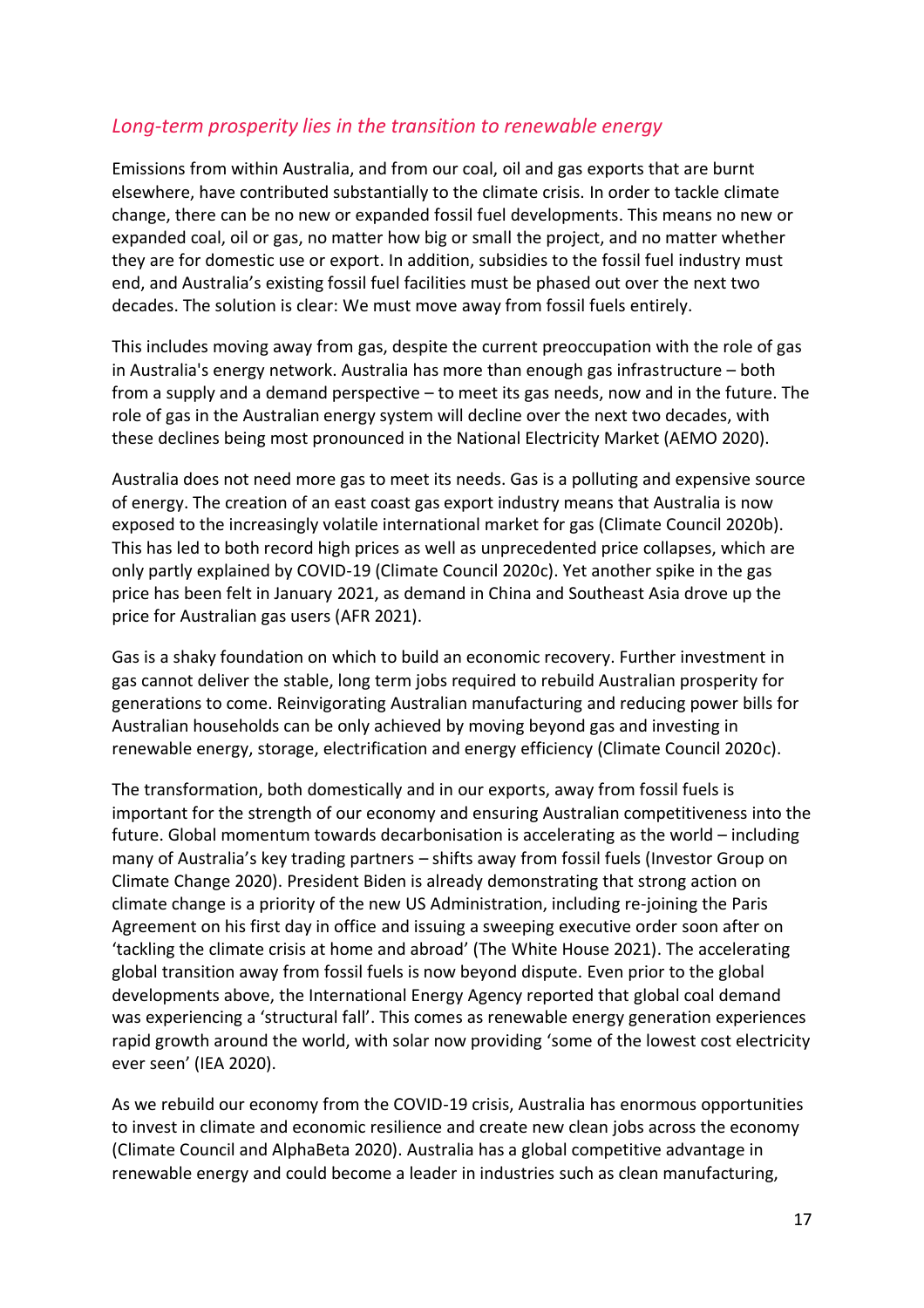## *Long-term prosperity lies in the transition to renewable energy*

Emissions from within Australia, and from our coal, oil and gas exports that are burnt elsewhere, have contributed substantially to the climate crisis. In order to tackle climate change, there can be no new or expanded fossil fuel developments. This means no new or expanded coal, oil or gas, no matter how big or small the project, and no matter whether they are for domestic use or export. In addition, subsidies to the fossil fuel industry must end, and Australia's existing fossil fuel facilities must be phased out over the next two decades. The solution is clear: We must move away from fossil fuels entirely.

This includes moving away from gas, despite the current preoccupation with the role of gas in Australia's energy network. Australia has more than enough gas infrastructure – both from a supply and a demand perspective – to meet its gas needs, now and in the future. The role of gas in the Australian energy system will decline over the next two decades, with these declines being most pronounced in the National Electricity Market (AEMO 2020).

Australia does not need more gas to meet its needs. Gas is a polluting and expensive source of energy. The creation of an east coast gas export industry means that Australia is now exposed to the increasingly volatile international market for gas (Climate Council 2020b). This has led to both record high prices as well as unprecedented price collapses, which are only partly explained by COVID-19 (Climate Council 2020c). Yet another spike in the gas price has been felt in January 2021, as demand in China and Southeast Asia drove up the price for Australian gas users (AFR 2021).

Gas is a shaky foundation on which to build an economic recovery. Further investment in gas cannot deliver the stable, long term jobs required to rebuild Australian prosperity for generations to come. Reinvigorating Australian manufacturing and reducing power bills for Australian households can be only achieved by moving beyond gas and investing in renewable energy, storage, electrification and energy efficiency (Climate Council 2020c).

The transformation, both domestically and in our exports, away from fossil fuels is important for the strength of our economy and ensuring Australian competitiveness into the future. Global momentum towards decarbonisation is accelerating as the world – including many of Australia's key trading partners – shifts away from fossil fuels (Investor Group on Climate Change 2020). President Biden is already demonstrating that strong action on climate change is a priority of the new US Administration, including re-joining the Paris Agreement on his first day in office and issuing a sweeping executive order soon after on 'tackling the climate crisis at home and abroad' (The White House 2021). The accelerating global transition away from fossil fuels is now beyond dispute. Even prior to the global developments above, the International Energy Agency reported that global coal demand was experiencing a 'structural fall'. This comes as renewable energy generation experiences rapid growth around the world, with solar now providing 'some of the lowest cost electricity ever seen' (IEA 2020).

As we rebuild our economy from the COVID-19 crisis, Australia has enormous opportunities to invest in climate and economic resilience and create new clean jobs across the economy (Climate Council and AlphaBeta 2020). Australia has a global competitive advantage in renewable energy and could become a leader in industries such as clean manufacturing,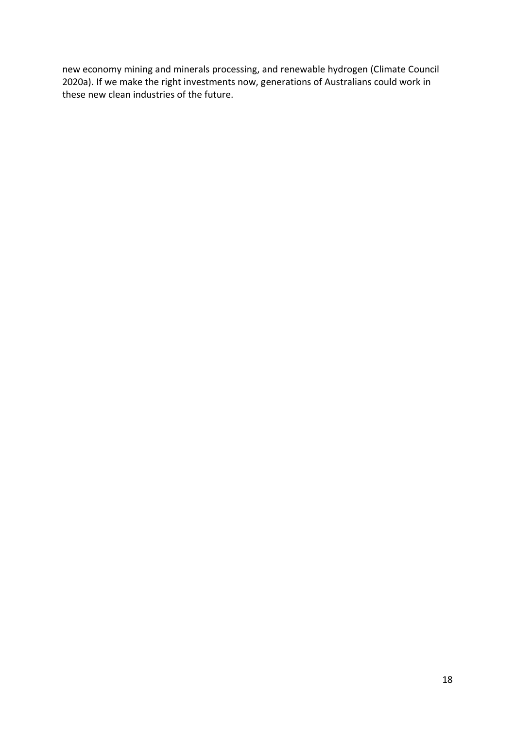new economy mining and minerals processing, and renewable hydrogen (Climate Council 2020a). If we make the right investments now, generations of Australians could work in these new clean industries of the future.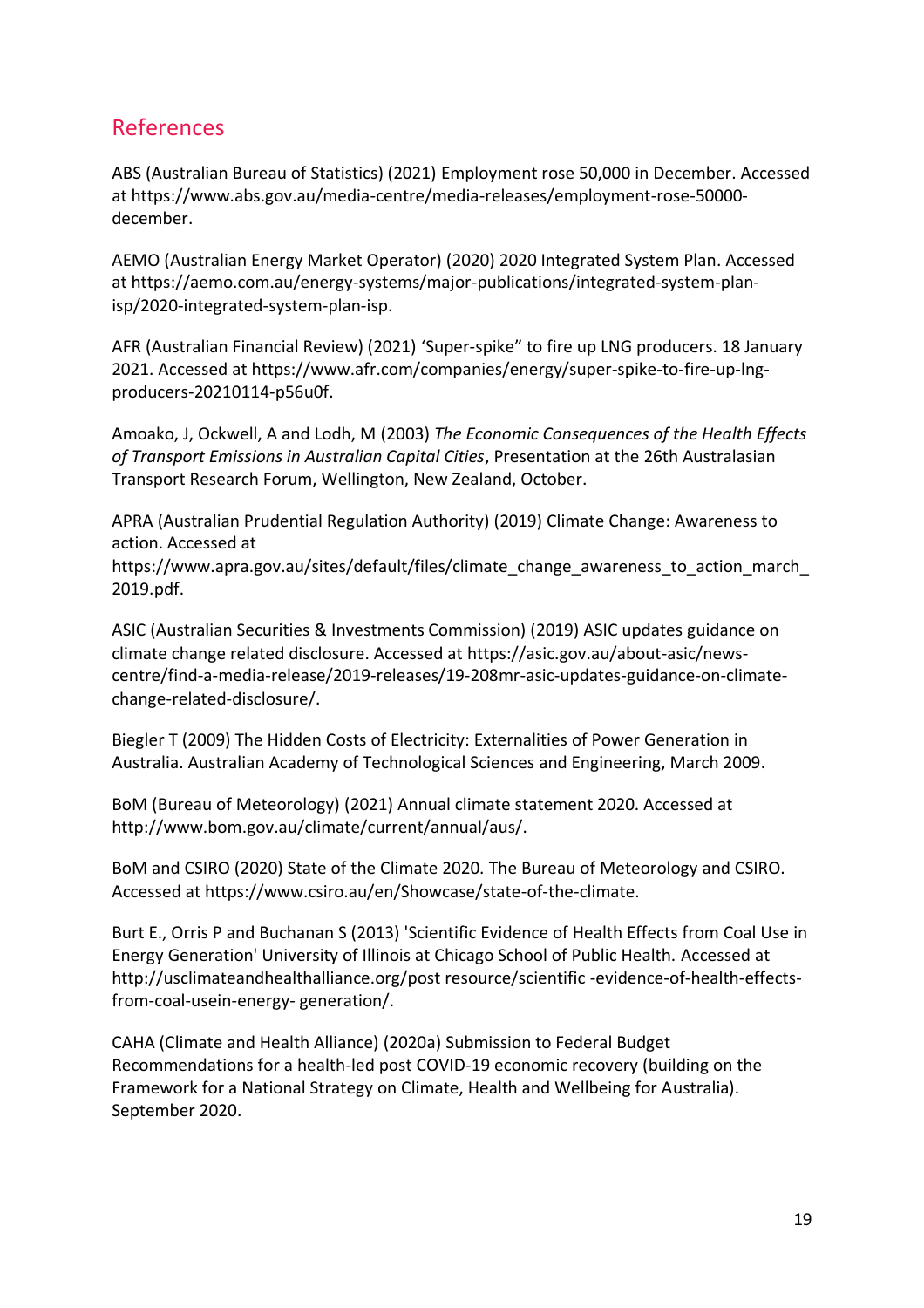## References

ABS (Australian Bureau of Statistics) (2021) Employment rose 50,000 in December. Accessed at https://www.abs.gov.au/media-centre/media-releases/employment-rose-50000-december.

AEMO (Australian Energy Market Operator) (2020) 2020 Integrated System Plan. Accessed at https://aemo.com.au/energy-systems/major-publications/integrated-system-plan-isp/2020-integrated-system-plan-isp.

AFR (Australian Financial Review) (2021) 'Super-spike" to fire up LNG producers. 18 January 2021. Accessed at https://www.afr.com/companies/energy/super-spike-to-fire-up-lng-producers-20210114-p56u0f.

Amoako, J, Ockwell, A and Lodh, M (2003) *The Economic Consequences of the Health Effects of Transport Emissions in Australian Capital Cities*, Presentation at the 26th Australasian Transport Research Forum, Wellington, New Zealand, October.

APRA (Australian Prudential Regulation Authority) (2019) Climate Change: Awareness to action. Accessed at https://www.apra.gov.au/sites/default/files/climate_change_awareness_to_action_march_2019.pdf.

ASIC (Australian Securities & Investments Commission) (2019) ASIC updates guidance on climate change related disclosure. Accessed at https://asic.gov.au/about-asic/news-centre/find-a-media-release/2019-releases/19-208mr-asic-updates-guidance-on-climate-change-related-disclosure/.

Biegler T (2009) The Hidden Costs of Electricity: Externalities of Power Generation in Australia. Australian Academy of Technological Sciences and Engineering, March 2009.

BoM (Bureau of Meteorology) (2021) Annual climate statement 2020. Accessed at http://www.bom.gov.au/climate/current/annual/aus/.

BoM and CSIRO (2020) State of the Climate 2020. The Bureau of Meteorology and CSIRO. Accessed at https://www.csiro.au/en/Showcase/state-of-the-climate.

Burt E., Orris P and Buchanan S (2013) 'Scientific Evidence of Health Effects from Coal Use in Energy Generation' University of Illinois at Chicago School of Public Health. Accessed at http://usclimateandhealthalliance.org/post resource/scientific -evidence-of-health-effects-from-coal-usein-energy- generation/.

CAHA (Climate and Health Alliance) (2020a) Submission to Federal Budget Recommendations for a health-led post COVID-19 economic recovery (building on the Framework for a National Strategy on Climate, Health and Wellbeing for Australia). September 2020.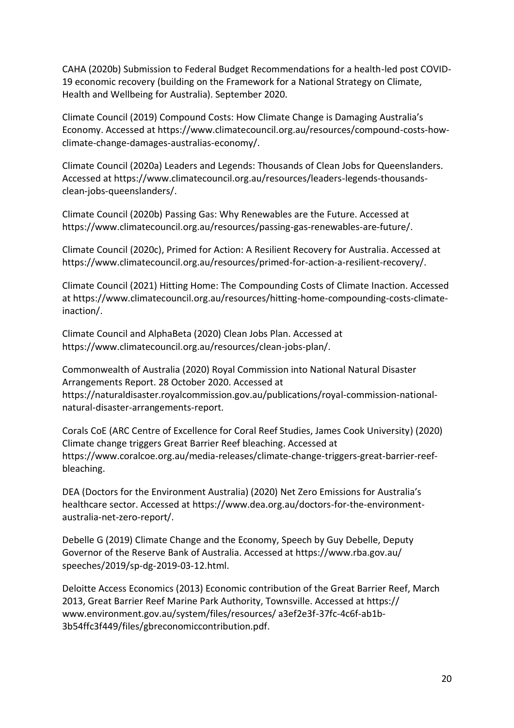CAHA (2020b) Submission to Federal Budget Recommendations for a health-led post COVID-19 economic recovery (building on the Framework for a National Strategy on Climate, Health and Wellbeing for Australia). September 2020.

Climate Council (2019) Compound Costs: How Climate Change is Damaging Australia's Economy. Accessed at https://www.climatecouncil.org.au/resources/compound-costs-how-climate-change-damages-australias-economy/.

Climate Council (2020a) Leaders and Legends: Thousands of Clean Jobs for Queenslanders. Accessed at https://www.climatecouncil.org.au/resources/leaders-legends-thousands-clean-jobs-queenslanders/.

Climate Council (2020b) Passing Gas: Why Renewables are the Future. Accessed at https://www.climatecouncil.org.au/resources/passing-gas-renewables-are-future/.

Climate Council (2020c), Primed for Action: A Resilient Recovery for Australia. Accessed at https://www.climatecouncil.org.au/resources/primed-for-action-a-resilient-recovery/.

Climate Council (2021) Hitting Home: The Compounding Costs of Climate Inaction. Accessed at https://www.climatecouncil.org.au/resources/hitting-home-compounding-costs-climate-inaction/.

Climate Council and AlphaBeta (2020) Clean Jobs Plan. Accessed at https://www.climatecouncil.org.au/resources/clean-jobs-plan/.

Commonwealth of Australia (2020) Royal Commission into National Natural Disaster Arrangements Report. 28 October 2020. Accessed at https://naturaldisaster.royalcommission.gov.au/publications/royal-commission-national-natural-disaster-arrangements-report.

Corals CoE (ARC Centre of Excellence for Coral Reef Studies, James Cook University) (2020) Climate change triggers Great Barrier Reef bleaching. Accessed at https://www.coralcoe.org.au/media-releases/climate-change-triggers-great-barrier-reef-bleaching.

DEA (Doctors for the Environment Australia) (2020) Net Zero Emissions for Australia's healthcare sector. Accessed at https://www.dea.org.au/doctors-for-the-environment-australia-net-zero-report/.

Debelle G (2019) Climate Change and the Economy, Speech by Guy Debelle, Deputy Governor of the Reserve Bank of Australia. Accessed at https://www.rba.gov.au/speeches/2019/sp-dg-2019-03-12.html.

Deloitte Access Economics (2013) Economic contribution of the Great Barrier Reef, March 2013, Great Barrier Reef Marine Park Authority, Townsville. Accessed at https://www.environment.gov.au/system/files/resources/ a3ef2e3f-37fc-4c6f-ab1b-3b54ffc3f449/files/gbreconomiccontribution.pdf.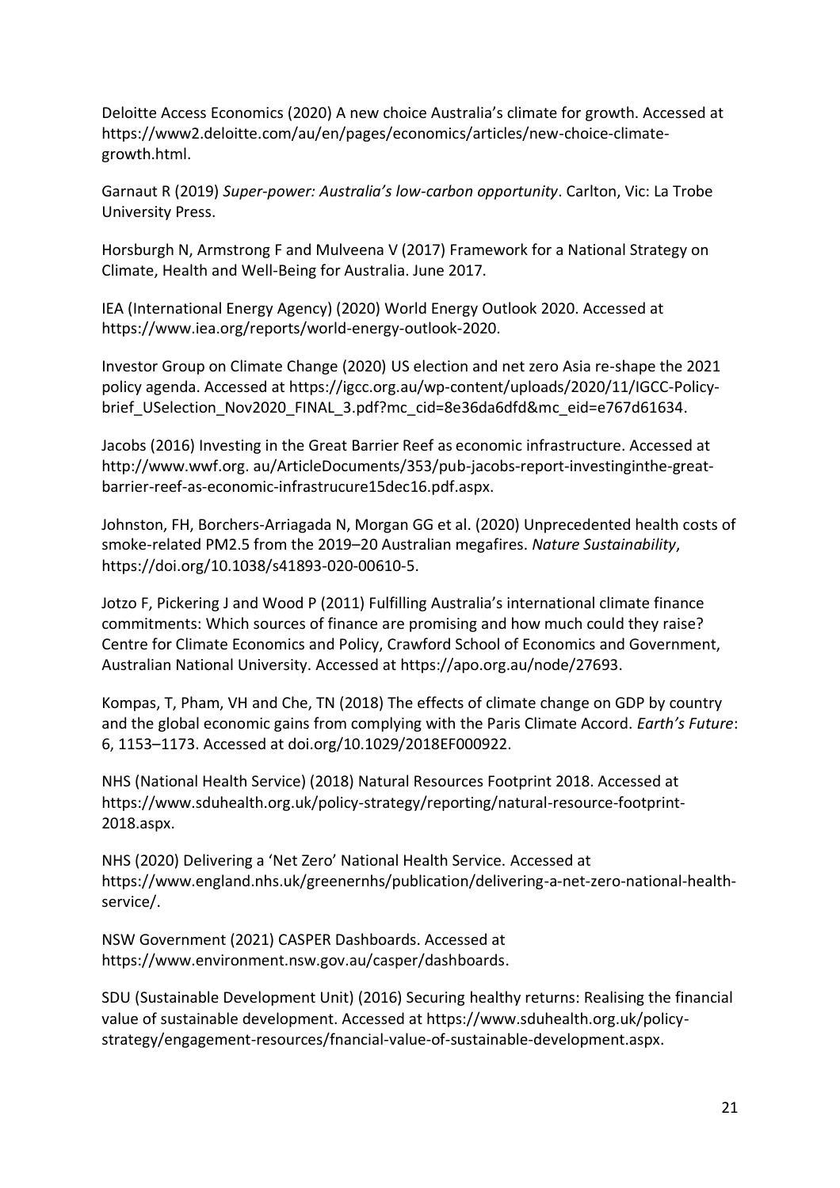Deloitte Access Economics (2020) A new choice Australia's climate for growth. Accessed at https://www2.deloitte.com/au/en/pages/economics/articles/new-choice-climate-growth.html.

Garnaut R (2019) *Super-power: Australia's low-carbon opportunity*. Carlton, Vic: La Trobe University Press.

Horsburgh N, Armstrong F and Mulveena V (2017) Framework for a National Strategy on Climate, Health and Well-Being for Australia. June 2017.

IEA (International Energy Agency) (2020) World Energy Outlook 2020. Accessed at https://www.iea.org/reports/world-energy-outlook-2020.

Investor Group on Climate Change (2020) US election and net zero Asia re-shape the 2021 policy agenda. Accessed at https://igcc.org.au/wp-content/uploads/2020/11/IGCC-Policy-brief_USelection_Nov2020_FINAL_3.pdf?mc_cid=8e36da6dfd&mc_eid=e767d61634.

Jacobs (2016) Investing in the Great Barrier Reef as economic infrastructure. Accessed at http://www.wwf.org. au/ArticleDocuments/353/pub-jacobs-report-investinginthe-great-barrier-reef-as-economic-infrastrucure15dec16.pdf.aspx.

Johnston, FH, Borchers-Arriagada N, Morgan GG et al. (2020) Unprecedented health costs of smoke-related PM2.5 from the 2019–20 Australian megafires. *Nature Sustainability*, https://doi.org/10.1038/s41893-020-00610-5.

Jotzo F, Pickering J and Wood P (2011) Fulfilling Australia's international climate finance commitments: Which sources of finance are promising and how much could they raise? Centre for Climate Economics and Policy, Crawford School of Economics and Government, Australian National University. Accessed at https://apo.org.au/node/27693.

Kompas, T, Pham, VH and Che, TN (2018) The effects of climate change on GDP by country and the global economic gains from complying with the Paris Climate Accord. *Earth's Future*: 6, 1153–1173. Accessed at doi.org/10.1029/2018EF000922.

NHS (National Health Service) (2018) Natural Resources Footprint 2018. Accessed at https://www.sduhealth.org.uk/policy-strategy/reporting/natural-resource-footprint-2018.aspx.

NHS (2020) Delivering a 'Net Zero' National Health Service. Accessed at https://www.england.nhs.uk/greenernhs/publication/delivering-a-net-zero-national-health-service/.

NSW Government (2021) CASPER Dashboards. Accessed at https://www.environment.nsw.gov.au/casper/dashboards.

SDU (Sustainable Development Unit) (2016) Securing healthy returns: Realising the financial value of sustainable development. Accessed at https://www.sduhealth.org.uk/policy-strategy/engagement-resources/fnancial-value-of-sustainable-development.aspx.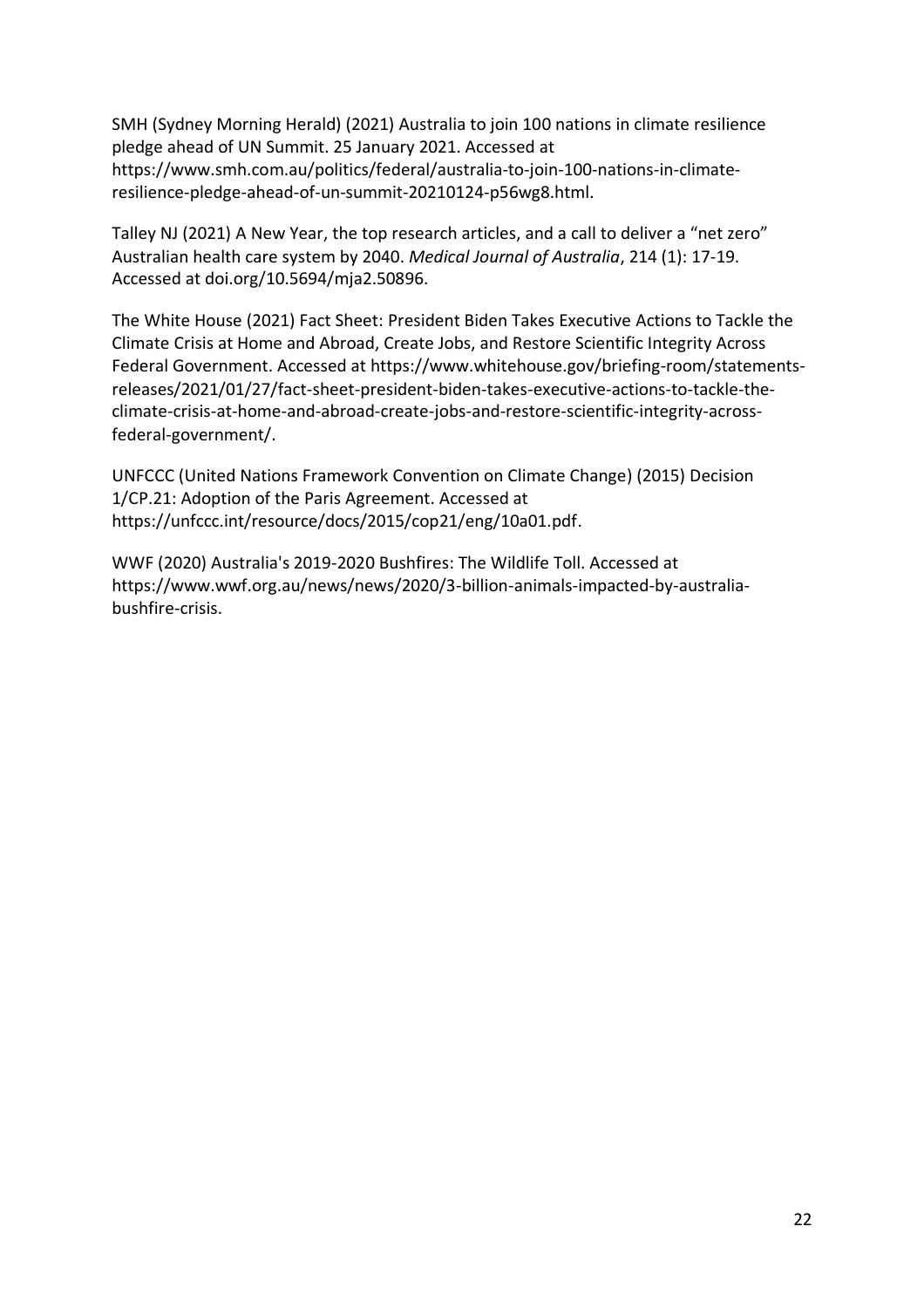SMH (Sydney Morning Herald) (2021) Australia to join 100 nations in climate resilience pledge ahead of UN Summit. 25 January 2021. Accessed at https://www.smh.com.au/politics/federal/australia-to-join-100-nations-in-climate-resilience-pledge-ahead-of-un-summit-20210124-p56wg8.html.

Talley NJ (2021) A New Year, the top research articles, and a call to deliver a "net zero" Australian health care system by 2040. *Medical Journal of Australia*, 214 (1): 17-19. Accessed at doi.org/10.5694/mja2.50896.

The White House (2021) Fact Sheet: President Biden Takes Executive Actions to Tackle the Climate Crisis at Home and Abroad, Create Jobs, and Restore Scientific Integrity Across Federal Government. Accessed at https://www.whitehouse.gov/briefing-room/statements-releases/2021/01/27/fact-sheet-president-biden-takes-executive-actions-to-tackle-the-climate-crisis-at-home-and-abroad-create-jobs-and-restore-scientific-integrity-across-federal-government/.

UNFCCC (United Nations Framework Convention on Climate Change) (2015) Decision 1/CP.21: Adoption of the Paris Agreement. Accessed at https://unfccc.int/resource/docs/2015/cop21/eng/10a01.pdf.

WWF (2020) Australia's 2019-2020 Bushfires: The Wildlife Toll. Accessed at https://www.wwf.org.au/news/news/2020/3-billion-animals-impacted-by-australia-bushfire-crisis.